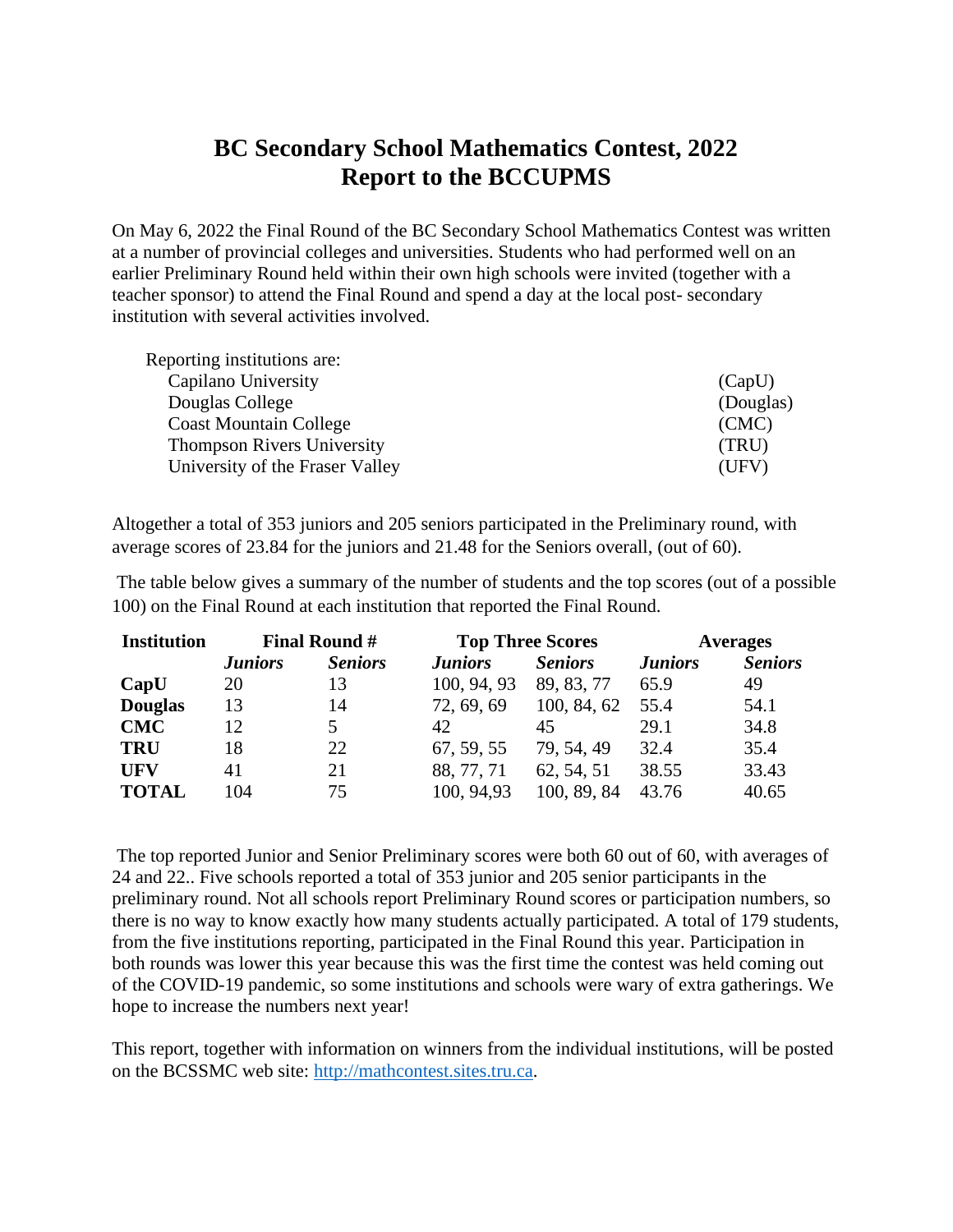# BC Secondary School Mathematics Contest, 2022
# Report to the BCCUPMS

On May 6, 2022 the Final Round of the BC Secondary School Mathematics Contest was written at a number of provincial colleges and universities. Students who had performed well on an earlier Preliminary Round held within their own high schools were invited (together with a teacher sponsor) to attend the Final Round and spend a day at the local post- secondary institution with several activities involved.

Reporting institutions are:

| | |
|---|---|
| Capilano University | (CapU) |
| Douglas College | (Douglas) |
| Coast Mountain College | (CMC) |
| Thompson Rivers University | (TRU) |
| University of the Fraser Valley | (UFV) |

Altogether a total of 353 juniors and 205 seniors participated in the Preliminary round, with average scores of 23.84 for the juniors and 21.48 for the Seniors overall, (out of 60).

The table below gives a summary of the number of students and the top scores (out of a possible 100) on the Final Round at each institution that reported the Final Round.

| **Institution** | **Final Round #** | | **Top Three Scores** | | **Averages** | |
|---|---|---|---|---|---|---|
| | ***Juniors*** | ***Seniors*** | ***Juniors*** | ***Seniors*** | ***Juniors*** | ***Seniors*** |
| **CapU** | 20 | 13 | 100, 94, 93 | 89, 83, 77 | 65.9 | 49 |
| **Douglas** | 13 | 14 | 72, 69, 69 | 100, 84, 62 | 55.4 | 54.1 |
| **CMC** | 12 | 5 | 42 | 45 | 29.1 | 34.8 |
| **TRU** | 18 | 22 | 67, 59, 55 | 79, 54, 49 | 32.4 | 35.4 |
| **UFV** | 41 | 21 | 88, 77, 71 | 62, 54, 51 | 38.55 | 33.43 |
| **TOTAL** | 104 | 75 | 100, 94,93 | 100, 89, 84 | 43.76 | 40.65 |

The top reported Junior and Senior Preliminary scores were both 60 out of 60, with averages of 24 and 22.. Five schools reported a total of 353 junior and 205 senior participants in the preliminary round. Not all schools report Preliminary Round scores or participation numbers, so there is no way to know exactly how many students actually participated. A total of 179 students, from the five institutions reporting, participated in the Final Round this year. Participation in both rounds was lower this year because this was the first time the contest was held coming out of the COVID-19 pandemic, so some institutions and schools were wary of extra gatherings. We hope to increase the numbers next year!

This report, together with information on winners from the individual institutions, will be posted on the BCSSMC web site: [http://mathcontest.sites.tru.ca](http://mathcontest.sites.tru.ca).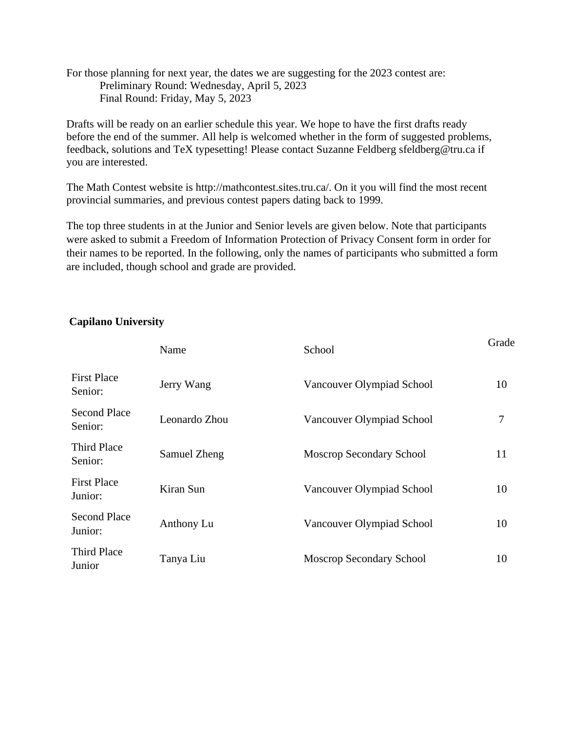For those planning for next year, the dates we are suggesting for the 2023 contest are:

Preliminary Round: Wednesday, April 5, 2023
Final Round: Friday, May 5, 2023

Drafts will be ready on an earlier schedule this year. We hope to have the first drafts ready before the end of the summer. All help is welcomed whether in the form of suggested problems, feedback, solutions and TeX typesetting! Please contact Suzanne Feldberg sfeldberg@tru.ca if you are interested.

The Math Contest website is http://mathcontest.sites.tru.ca/. On it you will find the most recent provincial summaries, and previous contest papers dating back to 1999.

The top three students in at the Junior and Senior levels are given below. Note that participants were asked to submit a Freedom of Information Protection of Privacy Consent form in order for their names to be reported. In the following, only the names of participants who submitted a form are included, though school and grade are provided.

**Capilano University**

| | Name | School | Grade |
|---|---|---|---|
| First Place Senior: | Jerry Wang | Vancouver Olympiad School | 10 |
| Second Place Senior: | Leonardo Zhou | Vancouver Olympiad School | 7 |
| Third Place Senior: | Samuel Zheng | Moscrop Secondary School | 11 |
| First Place Junior: | Kiran Sun | Vancouver Olympiad School | 10 |
| Second Place Junior: | Anthony Lu | Vancouver Olympiad School | 10 |
| Third Place Junior | Tanya Liu | Moscrop Secondary School | 10 |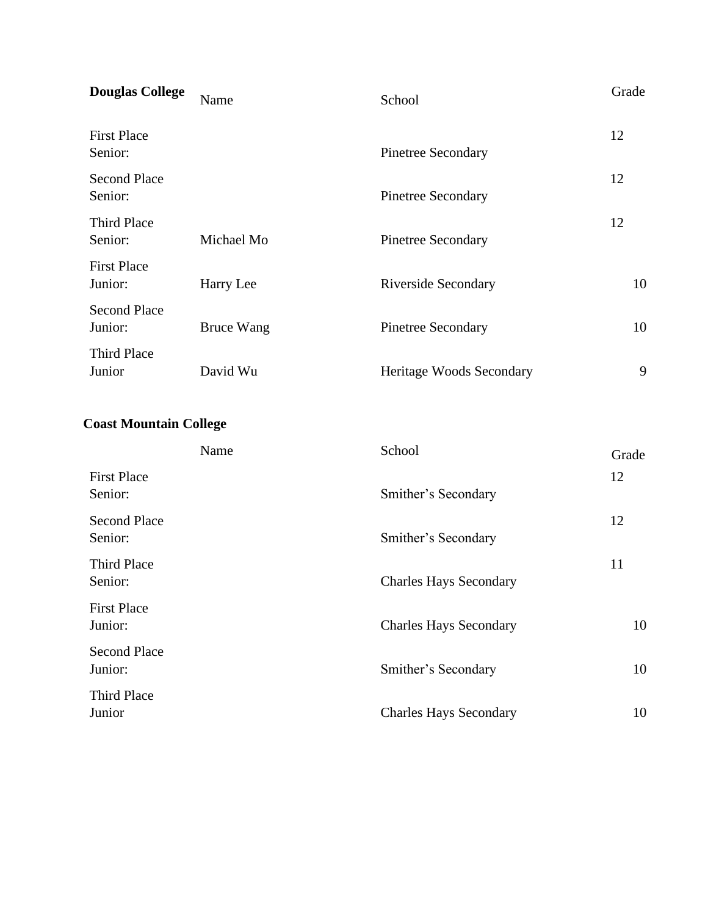| **Douglas College** | Name | School | Grade |
| --- | --- | --- | --- |
| First Place Senior: | | Pinetree Secondary | 12 |
| Second Place Senior: | | Pinetree Secondary | 12 |
| Third Place Senior: | Michael Mo | Pinetree Secondary | 12 |
| First Place Junior: | Harry Lee | Riverside Secondary | 10 |
| Second Place Junior: | Bruce Wang | Pinetree Secondary | 10 |
| Third Place Junior | David Wu | Heritage Woods Secondary | 9 |

**Coast Mountain College**

| | Name | School | Grade |
| --- | --- | --- | --- |
| First Place Senior: | | Smither's Secondary | 12 |
| Second Place Senior: | | Smither's Secondary | 12 |
| Third Place Senior: | | Charles Hays Secondary | 11 |
| First Place Junior: | | Charles Hays Secondary | 10 |
| Second Place Junior: | | Smither's Secondary | 10 |
| Third Place Junior | | Charles Hays Secondary | 10 |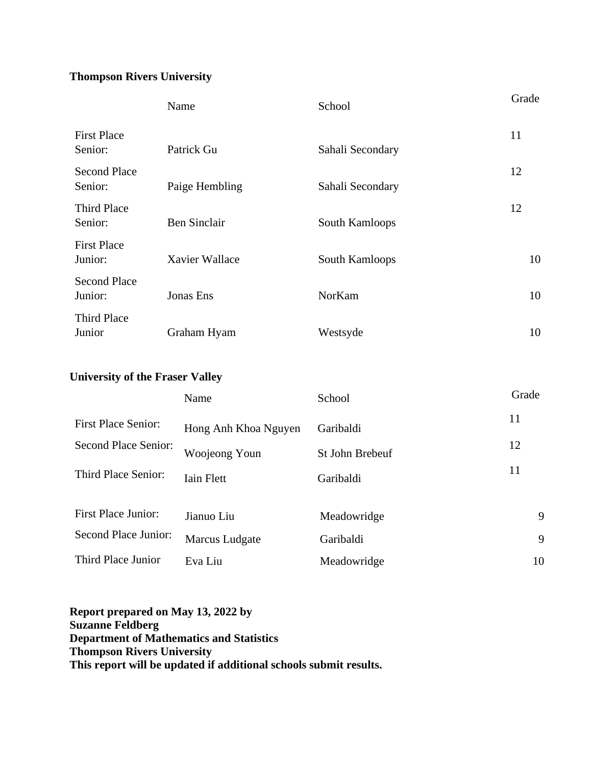**Thompson Rivers University**

| | Name | School | Grade |
|---|---|---|---|
| First Place Senior: | Patrick Gu | Sahali Secondary | 11 |
| Second Place Senior: | Paige Hembling | Sahali Secondary | 12 |
| Third Place Senior: | Ben Sinclair | South Kamloops | 12 |
| First Place Junior: | Xavier Wallace | South Kamloops | 10 |
| Second Place Junior: | Jonas Ens | NorKam | 10 |
| Third Place Junior | Graham Hyam | Westsyde | 10 |

**University of the Fraser Valley**

| | Name | School | Grade |
|---|---|---|---|
| First Place Senior: | Hong Anh Khoa Nguyen | Garibaldi | 11 |
| Second Place Senior: | Woojeong Youn | St John Brebeuf | 12 |
| Third Place Senior: | Iain Flett | Garibaldi | 11 |
| First Place Junior: | Jianuo Liu | Meadowridge | 9 |
| Second Place Junior: | Marcus Ludgate | Garibaldi | 9 |
| Third Place Junior | Eva Liu | Meadowridge | 10 |

**Report prepared on May 13, 2022 by**
**Suzanne Feldberg**
**Department of Mathematics and Statistics**
**Thompson Rivers University**
**This report will be updated if additional schools submit results.**